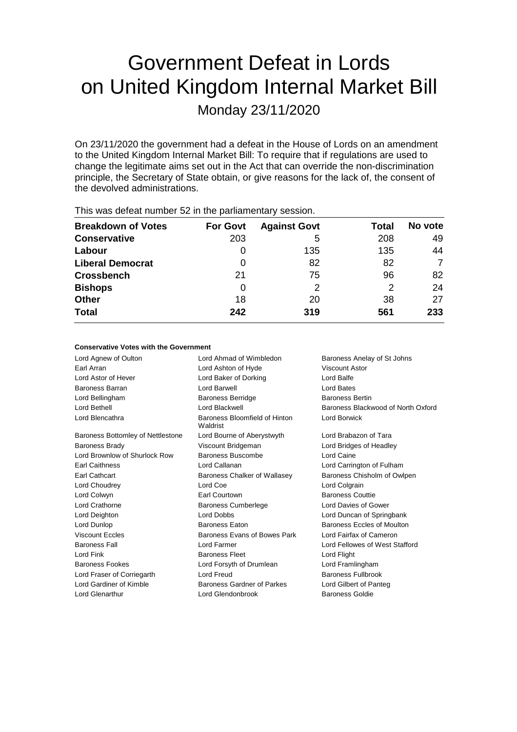# Government Defeat in Lords on United Kingdom Internal Market Bill

## Monday 23/11/2020

On 23/11/2020 the government had a defeat in the House of Lords on an amendment to the United Kingdom Internal Market Bill: To require that if regulations are used to change the legitimate aims set out in the Act that can override the non-discrimination principle, the Secretary of State obtain, or give reasons for the lack of, the consent of the devolved administrations.

This was defeat number 52 in the parliamentary session.

| Breakdown of Votes | For Govt | Against Govt | Total | No vote |
|---|---|---|---|---|
| **Conservative** | 203 | 5 | 208 | 49 |
| **Labour** | 0 | 135 | 135 | 44 |
| **Liberal Democrat** | 0 | 82 | 82 | 7 |
| **Crossbench** | 21 | 75 | 96 | 82 |
| **Bishops** | 0 | 2 | 2 | 24 |
| **Other** | 18 | 20 | 38 | 27 |
| **Total** | **242** | **319** | **561** | **233** |

**Conservative Votes with the Government**

| | | |
|---|---|---|
| Lord Agnew of Oulton | Lord Ahmad of Wimbledon | Baroness Anelay of St Johns |
| Earl Arran | Lord Ashton of Hyde | Viscount Astor |
| Lord Astor of Hever | Lord Baker of Dorking | Lord Balfe |
| Baroness Barran | Lord Barwell | Lord Bates |
| Lord Bellingham | Baroness Berridge | Baroness Bertin |
| Lord Bethell | Lord Blackwell | Baroness Blackwood of North Oxford |
| Lord Blencathra | Baroness Bloomfield of Hinton Waldrist | Lord Borwick |
| Baroness Bottomley of Nettlestone | Lord Bourne of Aberystwyth | Lord Brabazon of Tara |
| Baroness Brady | Viscount Bridgeman | Lord Bridges of Headley |
| Lord Brownlow of Shurlock Row | Baroness Buscombe | Lord Caine |
| Earl Caithness | Lord Callanan | Lord Carrington of Fulham |
| Earl Cathcart | Baroness Chalker of Wallasey | Baroness Chisholm of Owlpen |
| Lord Choudrey | Lord Coe | Lord Colgrain |
| Lord Colwyn | Earl Courtown | Baroness Couttie |
| Lord Crathorne | Baroness Cumberlege | Lord Davies of Gower |
| Lord Deighton | Lord Dobbs | Lord Duncan of Springbank |
| Lord Dunlop | Baroness Eaton | Baroness Eccles of Moulton |
| Viscount Eccles | Baroness Evans of Bowes Park | Lord Fairfax of Cameron |
| Baroness Fall | Lord Farmer | Lord Fellowes of West Stafford |
| Lord Fink | Baroness Fleet | Lord Flight |
| Baroness Fookes | Lord Forsyth of Drumlean | Lord Framlingham |
| Lord Fraser of Corriegarth | Lord Freud | Baroness Fullbrook |
| Lord Gardiner of Kimble | Baroness Gardner of Parkes | Lord Gilbert of Panteg |
| Lord Glenarthur | Lord Glendonbrook | Baroness Goldie |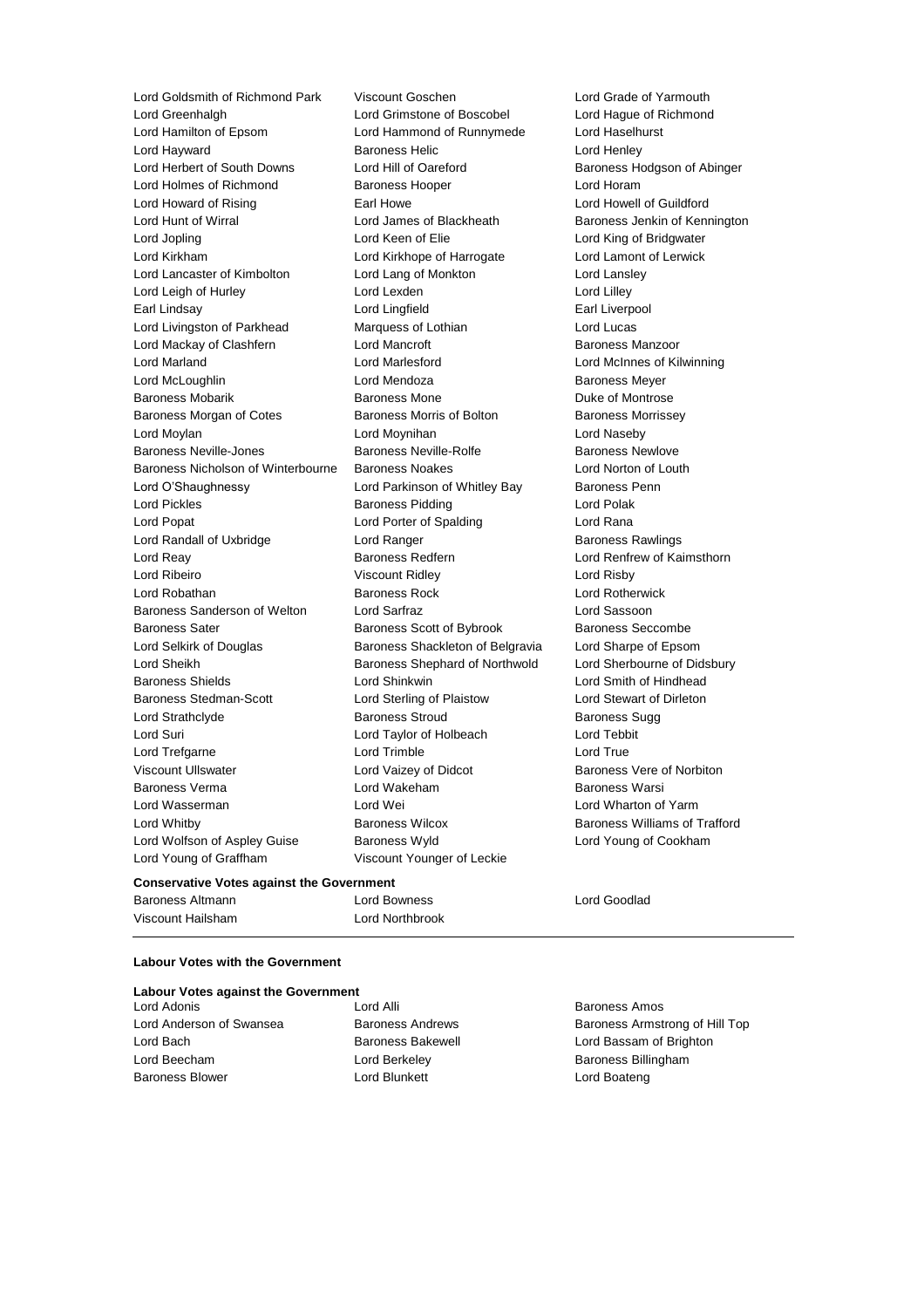Lord Goldsmith of Richmond Park
Viscount Goschen
Lord Grade of Yarmouth
Lord Greenhalgh
Lord Grimstone of Boscobel
Lord Hague of Richmond
Lord Hamilton of Epsom
Lord Hammond of Runnymede
Lord Haselhurst
Lord Hayward
Baroness Helic
Lord Henley
Lord Herbert of South Downs
Lord Hill of Oareford
Baroness Hodgson of Abinger
Lord Holmes of Richmond
Baroness Hooper
Lord Horam
Lord Howard of Rising
Earl Howe
Lord Howell of Guildford
Lord Hunt of Wirral
Lord James of Blackheath
Baroness Jenkin of Kennington
Lord Jopling
Lord Keen of Elie
Lord King of Bridgwater
Lord Kirkham
Lord Kirkhope of Harrogate
Lord Lamont of Lerwick
Lord Lancaster of Kimbolton
Lord Lang of Monkton
Lord Lansley
Lord Leigh of Hurley
Lord Lexden
Lord Lilley
Earl Lindsay
Lord Lingfield
Earl Liverpool
Lord Livingston of Parkhead
Marquess of Lothian
Lord Lucas
Lord Mackay of Clashfern
Lord Mancroft
Baroness Manzoor
Lord Marland
Lord Marlesford
Lord McInnes of Kilwinning
Lord McLoughlin
Lord Mendoza
Baroness Meyer
Baroness Mobarik
Baroness Mone
Duke of Montrose
Baroness Morgan of Cotes
Baroness Morris of Bolton
Baroness Morrissey
Lord Moylan
Lord Moynihan
Lord Naseby
Baroness Neville-Jones
Baroness Neville-Rolfe
Baroness Newlove
Baroness Nicholson of Winterbourne
Baroness Noakes
Lord Norton of Louth
Lord O'Shaughnessy
Lord Parkinson of Whitley Bay
Baroness Penn
Lord Pickles
Baroness Pidding
Lord Polak
Lord Popat
Lord Porter of Spalding
Lord Rana
Lord Randall of Uxbridge
Lord Ranger
Baroness Rawlings
Lord Reay
Baroness Redfern
Lord Renfrew of Kaimsthorn
Lord Ribeiro
Viscount Ridley
Lord Risby
Lord Robathan
Baroness Rock
Lord Rotherwick
Baroness Sanderson of Welton
Lord Sarfraz
Lord Sassoon
Baroness Sater
Baroness Scott of Bybrook
Baroness Seccombe
Lord Selkirk of Douglas
Baroness Shackleton of Belgravia
Lord Sharpe of Epsom
Lord Sheikh
Baroness Shephard of Northwold
Lord Sherbourne of Didsbury
Baroness Shields
Lord Shinkwin
Lord Smith of Hindhead
Baroness Stedman-Scott
Lord Sterling of Plaistow
Lord Stewart of Dirleton
Lord Strathclyde
Baroness Stroud
Baroness Sugg
Lord Suri
Lord Taylor of Holbeach
Lord Tebbit
Lord Trefgarne
Lord Trimble
Lord True
Viscount Ullswater
Lord Vaizey of Didcot
Baroness Vere of Norbiton
Baroness Verma
Lord Wakeham
Baroness Warsi
Lord Wasserman
Lord Wei
Lord Wharton of Yarm
Lord Whitby
Baroness Wilcox
Baroness Williams of Trafford
Lord Wolfson of Aspley Guise
Baroness Wyld
Lord Young of Cookham
Lord Young of Graffham
Viscount Younger of Leckie

**Conservative Votes against the Government**

Baroness Altmann
Lord Bowness
Lord Goodlad
Viscount Hailsham
Lord Northbrook

---

**Labour Votes with the Government**

**Labour Votes against the Government**

Lord Adonis
Lord Alli
Baroness Amos
Lord Anderson of Swansea
Baroness Andrews
Baroness Armstrong of Hill Top
Lord Bach
Baroness Bakewell
Lord Bassam of Brighton
Lord Beecham
Lord Berkeley
Baroness Billingham
Baroness Blower
Lord Blunkett
Lord Boateng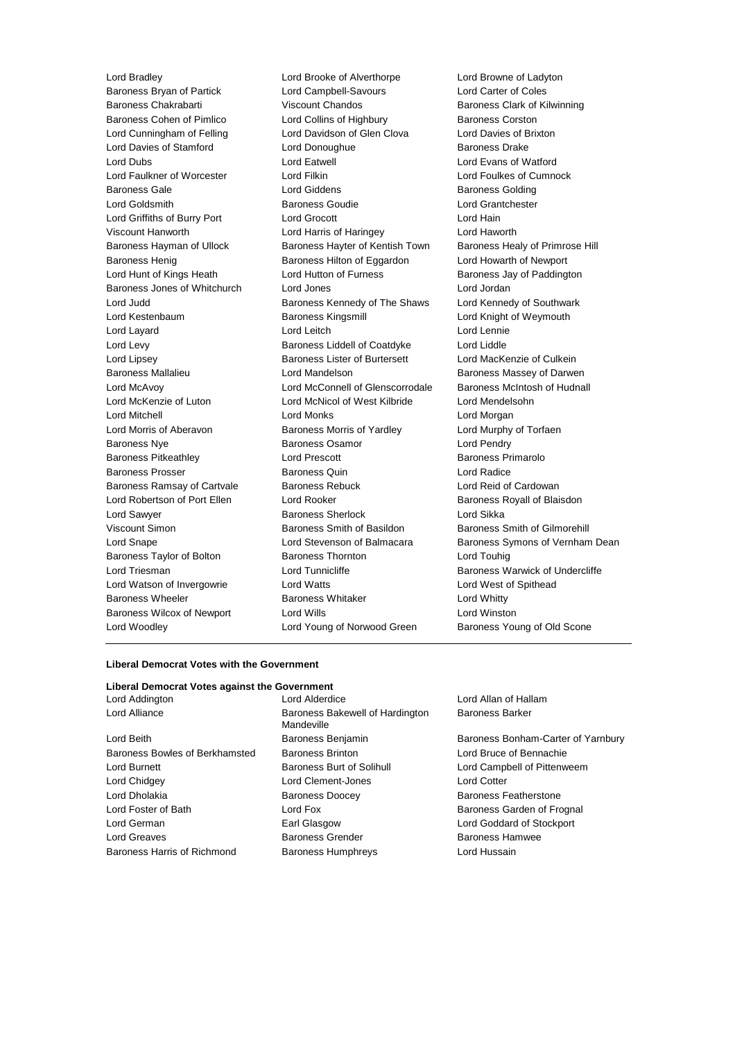Lord Bradley
Lord Brooke of Alverthorpe
Lord Browne of Ladyton
Baroness Bryan of Partick
Lord Campbell-Savours
Lord Carter of Coles
Baroness Chakrabarti
Viscount Chandos
Baroness Clark of Kilwinning
Baroness Cohen of Pimlico
Lord Collins of Highbury
Baroness Corston
Lord Cunningham of Felling
Lord Davidson of Glen Clova
Lord Davies of Brixton
Lord Davies of Stamford
Lord Donoughue
Baroness Drake
Lord Dubs
Lord Eatwell
Lord Evans of Watford
Lord Faulkner of Worcester
Lord Filkin
Lord Foulkes of Cumnock
Baroness Gale
Lord Giddens
Baroness Golding
Lord Goldsmith
Baroness Goudie
Lord Grantchester
Lord Griffiths of Burry Port
Lord Grocott
Lord Hain
Viscount Hanworth
Lord Harris of Haringey
Lord Haworth
Baroness Hayman of Ullock
Baroness Hayter of Kentish Town
Baroness Healy of Primrose Hill
Baroness Henig
Baroness Hilton of Eggardon
Lord Howarth of Newport
Lord Hunt of Kings Heath
Lord Hutton of Furness
Baroness Jay of Paddington
Baroness Jones of Whitchurch
Lord Jones
Lord Jordan
Lord Judd
Baroness Kennedy of The Shaws
Lord Kennedy of Southwark
Lord Kestenbaum
Baroness Kingsmill
Lord Knight of Weymouth
Lord Layard
Lord Leitch
Lord Lennie
Lord Levy
Baroness Liddell of Coatdyke
Lord Liddle
Lord Lipsey
Baroness Lister of Burtersett
Lord MacKenzie of Culkein
Baroness Mallalieu
Lord Mandelson
Baroness Massey of Darwen
Lord McAvoy
Lord McConnell of Glenscorrodale
Baroness McIntosh of Hudnall
Lord McKenzie of Luton
Lord McNicol of West Kilbride
Lord Mendelsohn
Lord Mitchell
Lord Monks
Lord Morgan
Lord Morris of Aberavon
Baroness Morris of Yardley
Lord Murphy of Torfaen
Baroness Nye
Baroness Osamor
Lord Pendry
Baroness Pitkeathley
Lord Prescott
Baroness Primarolo
Baroness Prosser
Baroness Quin
Lord Radice
Baroness Ramsay of Cartvale
Baroness Rebuck
Lord Reid of Cardowan
Lord Robertson of Port Ellen
Lord Rooker
Baroness Royall of Blaisdon
Lord Sawyer
Baroness Sherlock
Lord Sikka
Viscount Simon
Baroness Smith of Basildon
Baroness Smith of Gilmorehill
Lord Snape
Lord Stevenson of Balmacara
Baroness Symons of Vernham Dean
Baroness Taylor of Bolton
Baroness Thornton
Lord Touhig
Lord Triesman
Lord Tunnicliffe
Baroness Warwick of Undercliffe
Lord Watson of Invergowrie
Lord Watts
Lord West of Spithead
Baroness Wheeler
Baroness Whitaker
Lord Whitty
Baroness Wilcox of Newport
Lord Wills
Lord Winston
Lord Woodley
Lord Young of Norwood Green
Baroness Young of Old Scone

**Liberal Democrat Votes with the Government**

**Liberal Democrat Votes against the Government**

Lord Addington
Lord Alderdice
Lord Allan of Hallam
Lord Alliance
Baroness Bakewell of Hardington Mandeville
Baroness Barker
Lord Beith
Baroness Benjamin
Baroness Bonham-Carter of Yarnbury
Baroness Bowles of Berkhamsted
Baroness Brinton
Lord Bruce of Bennachie
Lord Burnett
Baroness Burt of Solihull
Lord Campbell of Pittenweem
Lord Chidgey
Lord Clement-Jones
Lord Cotter
Lord Dholakia
Baroness Doocey
Baroness Featherstone
Lord Foster of Bath
Lord Fox
Baroness Garden of Frognal
Lord German
Earl Glasgow
Lord Goddard of Stockport
Lord Greaves
Baroness Grender
Baroness Hamwee
Baroness Harris of Richmond
Baroness Humphreys
Lord Hussain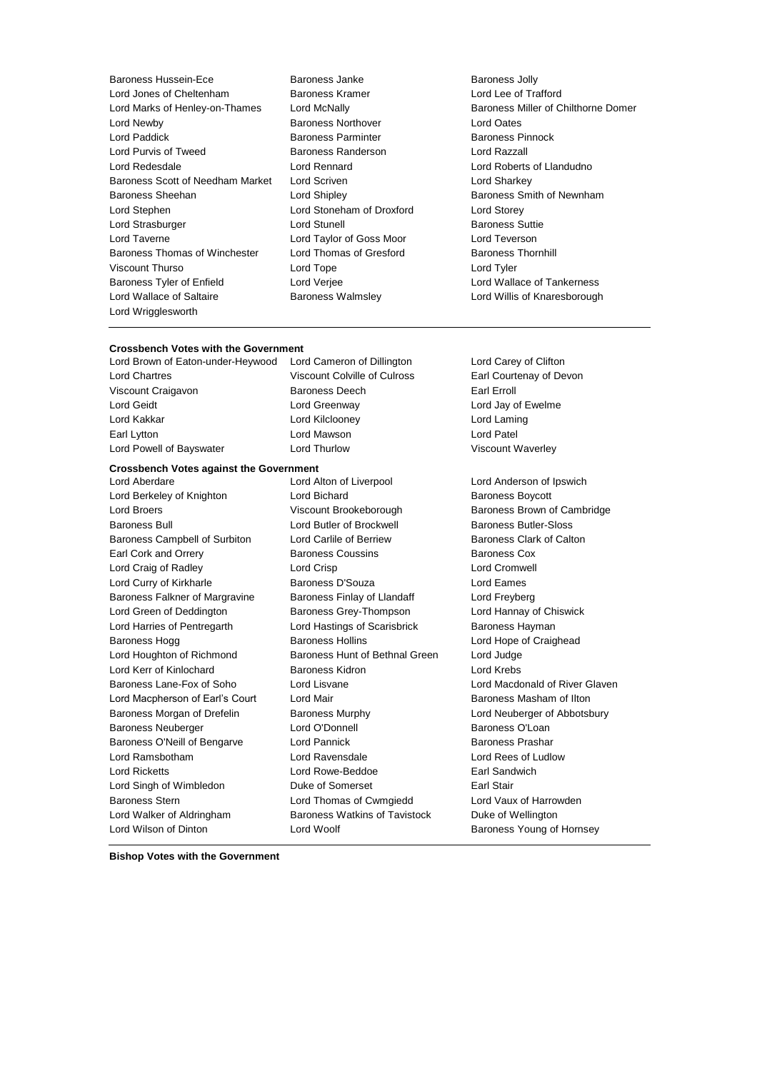Baroness Hussein-Ece
Baroness Janke
Baroness Jolly
Lord Jones of Cheltenham
Baroness Kramer
Lord Lee of Trafford
Lord Marks of Henley-on-Thames
Lord McNally
Baroness Miller of Chilthorne Domer
Lord Newby
Baroness Northover
Lord Oates
Lord Paddick
Baroness Parminter
Baroness Pinnock
Lord Purvis of Tweed
Baroness Randerson
Lord Razzall
Lord Redesdale
Lord Rennard
Lord Roberts of Llandudno
Baroness Scott of Needham Market
Lord Scriven
Lord Sharkey
Baroness Sheehan
Lord Shipley
Baroness Smith of Newnham
Lord Stephen
Lord Stoneham of Droxford
Lord Storey
Lord Strasburger
Lord Stunell
Baroness Suttie
Lord Taverne
Lord Taylor of Goss Moor
Lord Teverson
Baroness Thomas of Winchester
Lord Thomas of Gresford
Baroness Thornhill
Viscount Thurso
Lord Tope
Lord Tyler
Baroness Tyler of Enfield
Lord Verjee
Lord Wallace of Tankerness
Lord Wallace of Saltaire
Baroness Walmsley
Lord Willis of Knaresborough
Lord Wrigglesworth

---

**Crossbench Votes with the Government**

Lord Brown of Eaton-under-Heywood
Lord Cameron of Dillington
Lord Carey of Clifton
Lord Chartres
Viscount Colville of Culross
Earl Courtenay of Devon
Viscount Craigavon
Baroness Deech
Earl Erroll
Lord Geidt
Lord Greenway
Lord Jay of Ewelme
Lord Kakkar
Lord Kilclooney
Lord Laming
Earl Lytton
Lord Mawson
Lord Patel
Lord Powell of Bayswater
Lord Thurlow
Viscount Waverley

**Crossbench Votes against the Government**

Lord Aberdare
Lord Alton of Liverpool
Lord Anderson of Ipswich
Lord Berkeley of Knighton
Lord Bichard
Baroness Boycott
Lord Broers
Viscount Brookeborough
Baroness Brown of Cambridge
Baroness Bull
Lord Butler of Brockwell
Baroness Butler-Sloss
Baroness Campbell of Surbiton
Lord Carlile of Berriew
Baroness Clark of Calton
Earl Cork and Orrery
Baroness Coussins
Baroness Cox
Lord Craig of Radley
Lord Crisp
Lord Cromwell
Lord Curry of Kirkharle
Baroness D'Souza
Lord Eames
Baroness Falkner of Margravine
Baroness Finlay of Llandaff
Lord Freyberg
Lord Green of Deddington
Baroness Grey-Thompson
Lord Hannay of Chiswick
Lord Harries of Pentregarth
Lord Hastings of Scarisbrick
Baroness Hayman
Baroness Hogg
Baroness Hollins
Lord Hope of Craighead
Lord Houghton of Richmond
Baroness Hunt of Bethnal Green
Lord Judge
Lord Kerr of Kinlochard
Baroness Kidron
Lord Krebs
Baroness Lane-Fox of Soho
Lord Lisvane
Lord Macdonald of River Glaven
Lord Macpherson of Earl's Court
Lord Mair
Baroness Masham of Ilton
Baroness Morgan of Drefelin
Baroness Murphy
Lord Neuberger of Abbotsbury
Baroness Neuberger
Lord O'Donnell
Baroness O'Loan
Baroness O'Neill of Bengarve
Lord Pannick
Baroness Prashar
Lord Ramsbotham
Lord Ravensdale
Lord Rees of Ludlow
Lord Ricketts
Lord Rowe-Beddoe
Earl Sandwich
Lord Singh of Wimbledon
Duke of Somerset
Earl Stair
Baroness Stern
Lord Thomas of Cwmgiedd
Lord Vaux of Harrowden
Lord Walker of Aldringham
Baroness Watkins of Tavistock
Duke of Wellington
Lord Wilson of Dinton
Lord Woolf
Baroness Young of Hornsey

---

**Bishop Votes with the Government**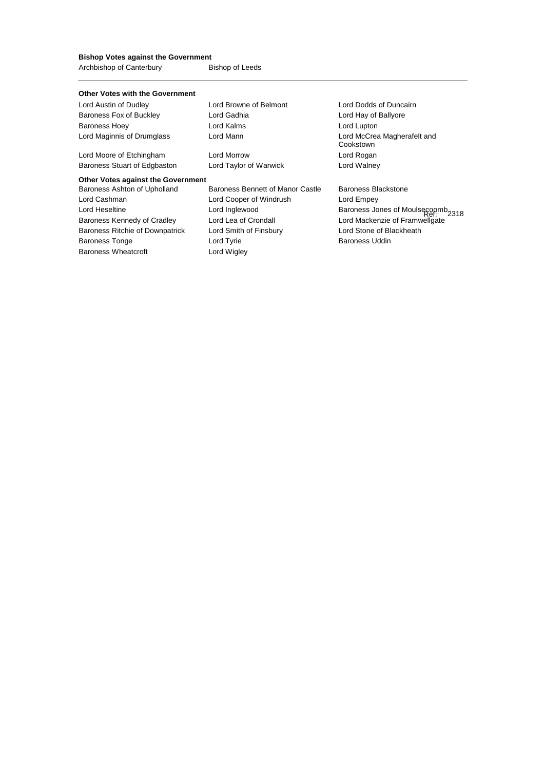**Bishop Votes against the Government**

Archbishop of Canterbury
Bishop of Leeds

---

**Other Votes with the Government**

Lord Austin of Dudley
Lord Browne of Belmont
Lord Dodds of Duncairn
Baroness Fox of Buckley
Lord Gadhia
Lord Hay of Ballyore
Baroness Hoey
Lord Kalms
Lord Lupton
Lord Maginnis of Drumglass
Lord Mann
Lord McCrea Magherafelt and Cookstown
Lord Moore of Etchingham
Lord Morrow
Lord Rogan
Baroness Stuart of Edgbaston
Lord Taylor of Warwick
Lord Walney

**Other Votes against the Government**

Baroness Ashton of Upholland
Baroness Bennett of Manor Castle
Baroness Blackstone
Lord Cashman
Lord Cooper of Windrush
Lord Empey
Lord Heseltine
Lord Inglewood
Baroness Jones of Moulsecoomb
Baroness Kennedy of Cradley
Lord Lea of Crondall
Lord Mackenzie of Framwellgate
Baroness Ritchie of Downpatrick
Lord Smith of Finsbury
Lord Stone of Blackheath
Baroness Tonge
Lord Tyrie
Baroness Uddin
Baroness Wheatcroft
Lord Wigley

Ref: 2318